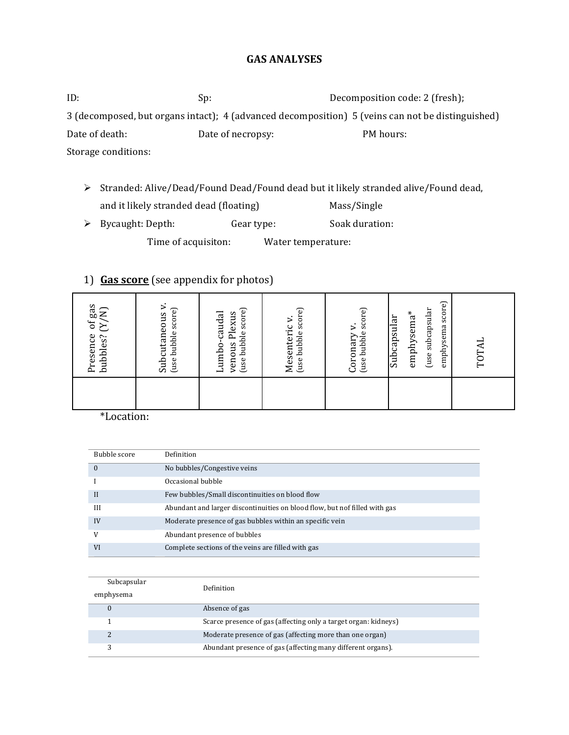# GAS ANALYSES

ID: Sp: Decomposition code: 2 (fresh); 3 (decomposed, but organs intact); 4 (advanced decomposition) 5 (veins can not be distinguished)

Date of death: Date of necropsy: PM hours:

Storage conditions:

- Stranded: Alive/Dead/Found Dead/Found dead but it likely stranded alive/Found dead, and it likely stranded dead (floating) Mass/Single
- Bycaught: Depth: Gear type: Soak duration:

  Time of acquisiton: Water temperature:

1) **Gas score** (see appendix for photos)

| Presence of gas bubbles? (Y/N) | Subcutaneous v. (use bubble score) | Lumbo-caudal venous Plexus (use bubble score) | Mesenteric v. (use bubble score) | Coronary v. (use bubble score) | Subcapsular emphysema* (use subcapsular emphysema score) | TOTAL |
|---|---|---|---|---|---|---|
| | | | | | | |

*Location:

| Bubble score | Definition |
|---|---|
| 0 | No bubbles/Congestive veins |
| I | Occasional bubble |
| II | Few bubbles/Small discontinuities on blood flow |
| III | Abundant and larger discontinuities on blood flow, but nof filled with gas |
| IV | Moderate presence of gas bubbles within an specific vein |
| V | Abundant presence of bubbles |
| VI | Complete sections of the veins are filled with gas |

| Subcapsular emphysema | Definition |
|---|---|
| 0 | Absence of gas |
| 1 | Scarce presence of gas (affecting only a target organ: kidneys) |
| 2 | Moderate presence of gas (affecting more than one organ) |
| 3 | Abundant presence of gas (affecting many different organs). |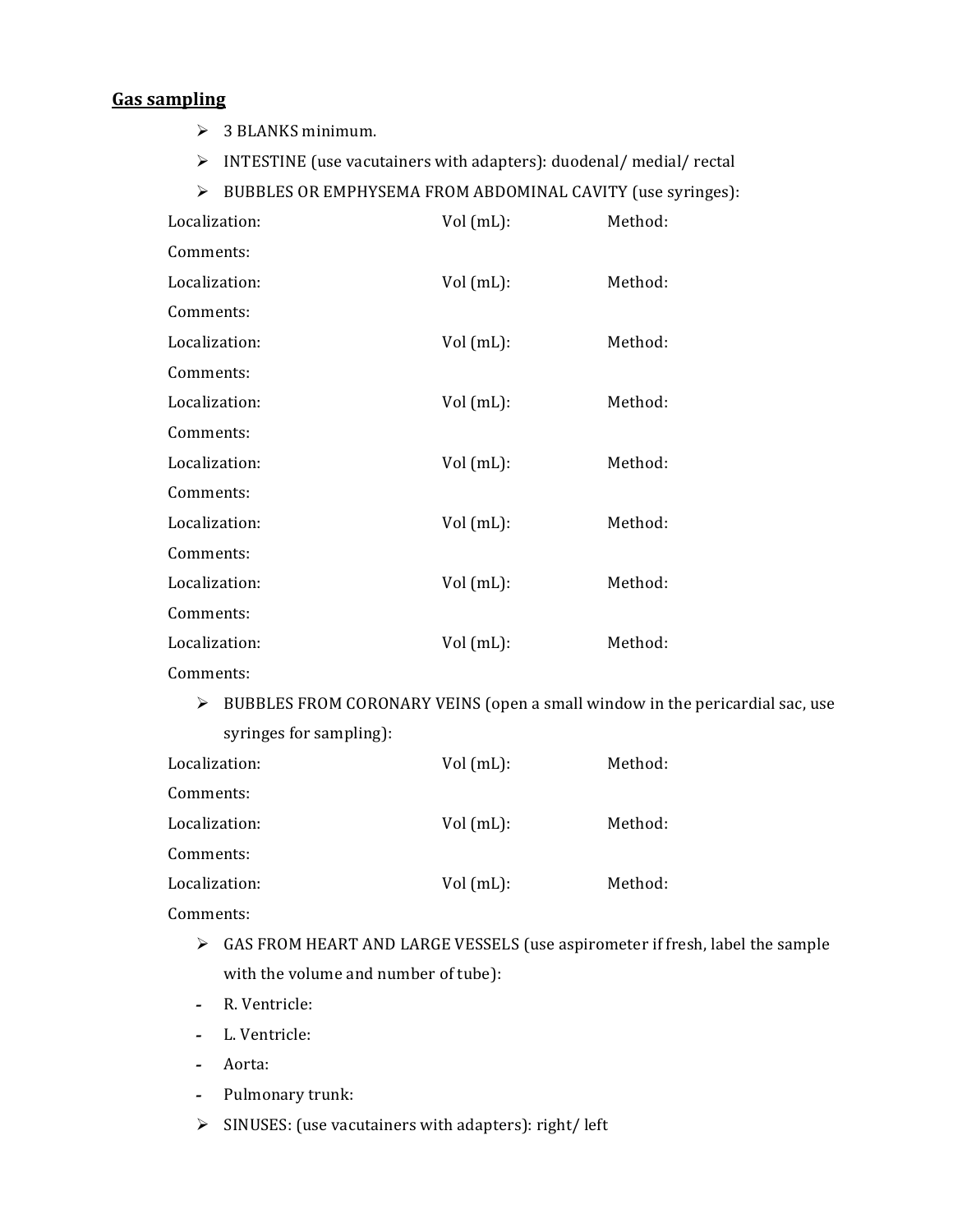## Gas sampling

- 3 BLANKS minimum.
- INTESTINE (use vacutainers with adapters): duodenal/ medial/ rectal
- BUBBLES OR EMPHYSEMA FROM ABDOMINAL CAVITY (use syringes):

Localization: Vol (mL): Method:

Comments:

Localization: Vol (mL): Method:

Comments:

Localization: Vol (mL): Method:

Comments:

Localization: Vol (mL): Method:

Comments:

Localization: Vol (mL): Method:

Comments:

Localization: Vol (mL): Method:

Comments:

Localization: Vol (mL): Method:

Comments:

Localization: Vol (mL): Method:

Comments:

- BUBBLES FROM CORONARY VEINS (open a small window in the pericardial sac, use syringes for sampling):

Localization: Vol (mL): Method:

Comments:

Localization: Vol (mL): Method:

Comments:

Localization: Vol (mL): Method:

Comments:

- GAS FROM HEART AND LARGE VESSELS (use aspirometer if fresh, label the sample with the volume and number of tube):
  - R. Ventricle:
  - L. Ventricle:
  - Aorta:
  - Pulmonary trunk:
- SINUSES: (use vacutainers with adapters): right/ left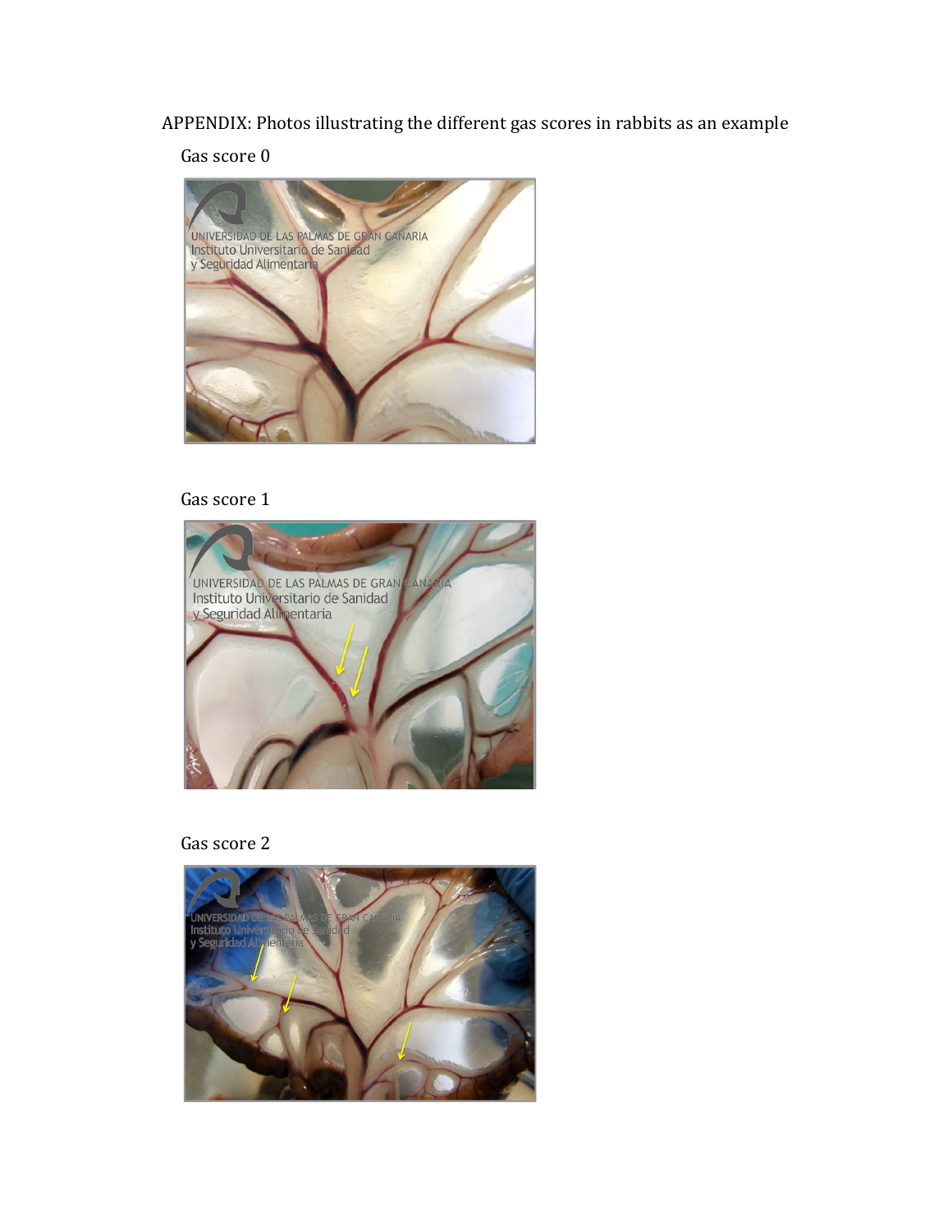APPENDIX: Photos illustrating the different gas scores in rabbits as an example

Gas score 0

Gas score 1

Gas score 2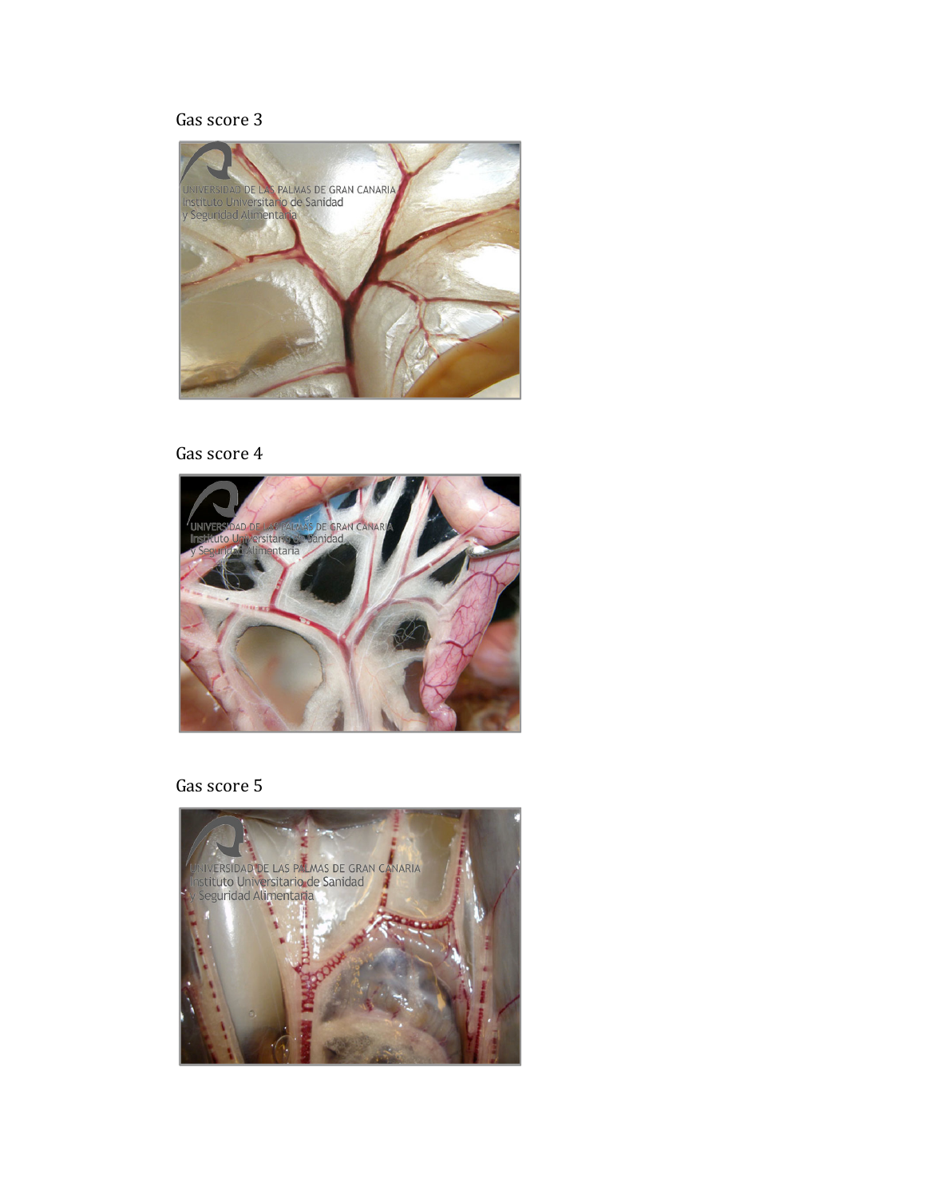Gas score 3

Gas score 4

Gas score 5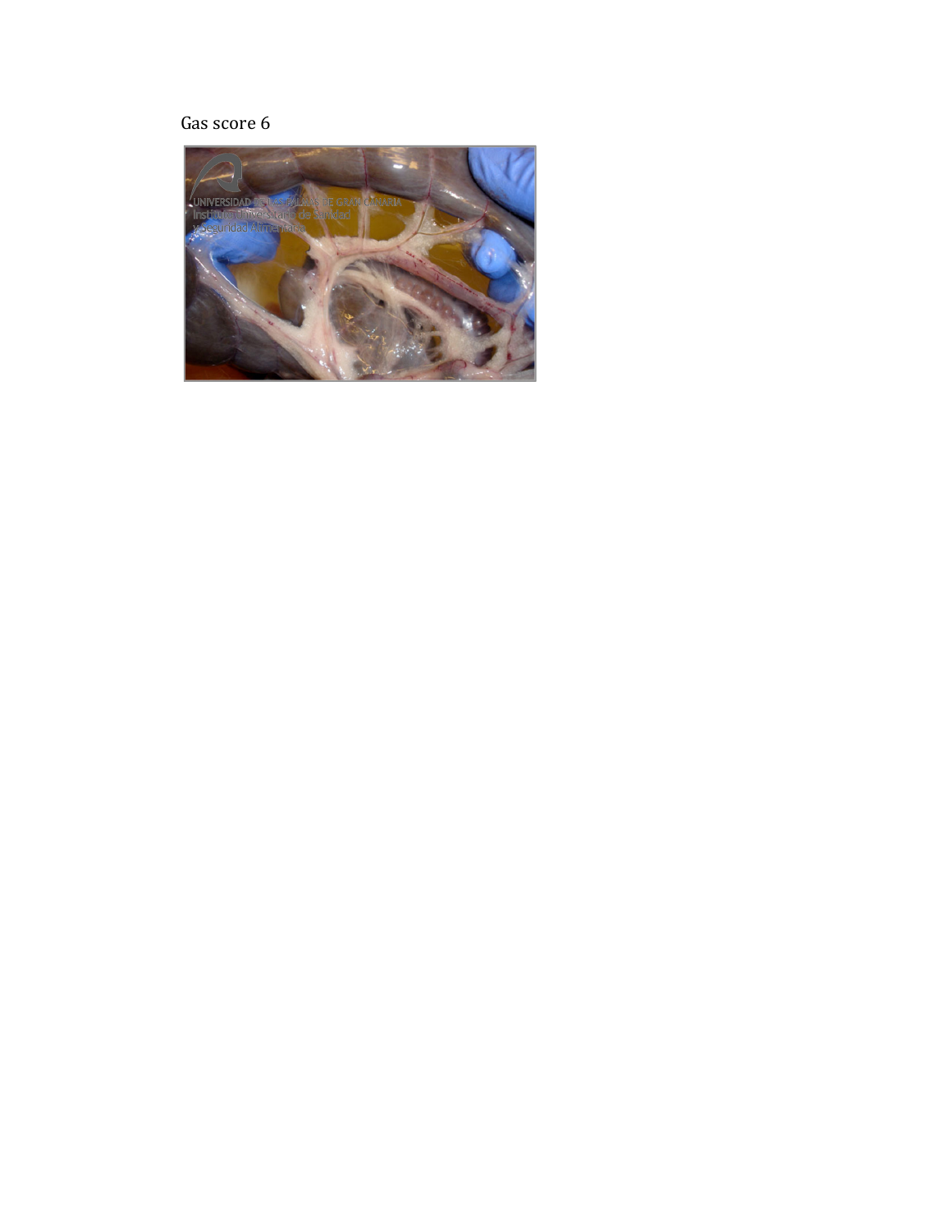Gas score 6